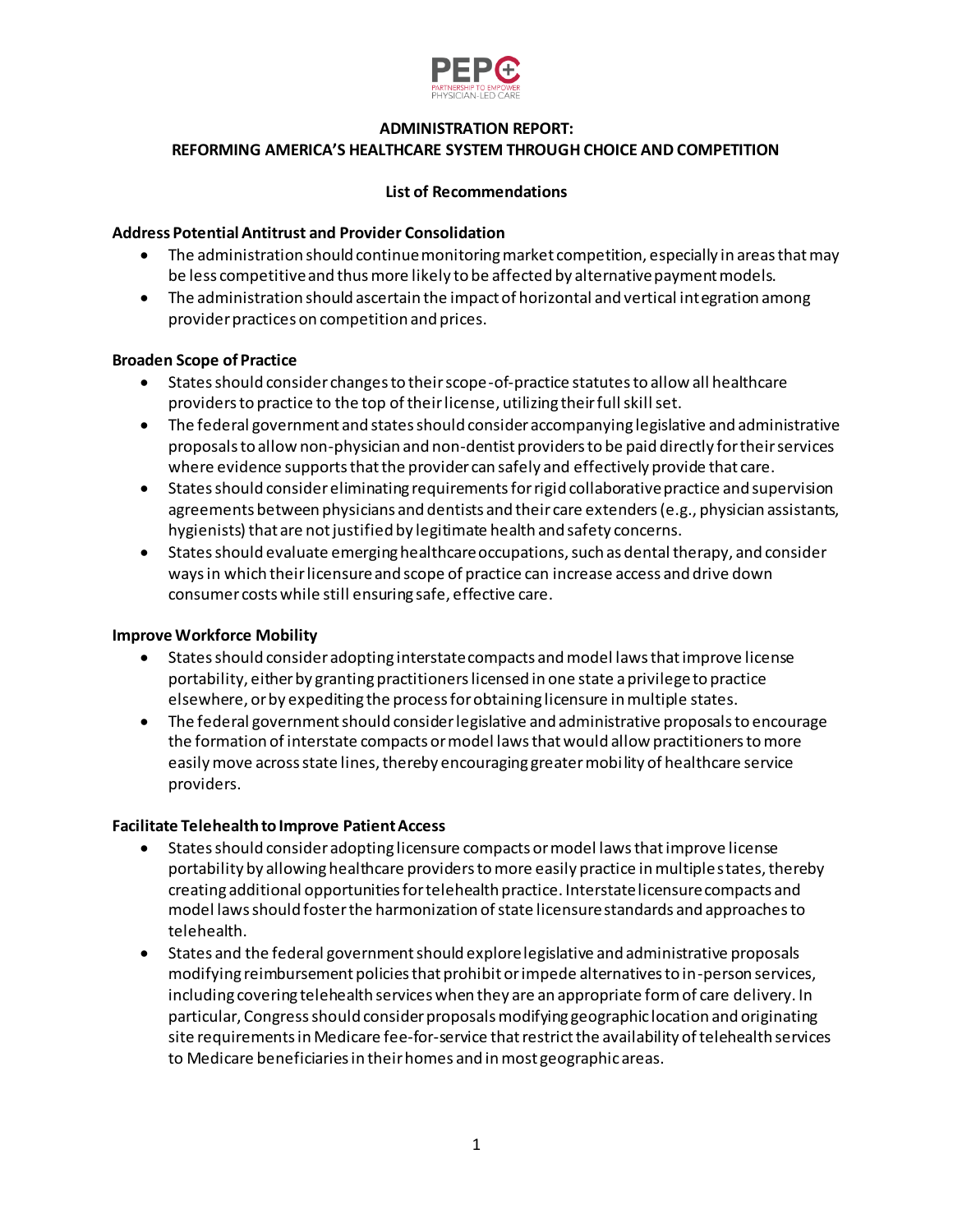PEPC
PARTNERSHIP TO EMPOWER PHYSICIAN-LED CARE

# ADMINISTRATION REPORT: REFORMING AMERICA'S HEALTHCARE SYSTEM THROUGH CHOICE AND COMPETITION

## List of Recommendations

### Address Potential Antitrust and Provider Consolidation

- The administration should continue monitoring market competition, especially in areas that may be less competitive and thus more likely to be affected by alternative payment models.
- The administration should ascertain the impact of horizontal and vertical integration among provider practices on competition and prices.

### Broaden Scope of Practice

- States should consider changes to their scope-of-practice statutes to allow all healthcare providers to practice to the top of their license, utilizing their full skill set.
- The federal government and states should consider accompanying legislative and administrative proposals to allow non-physician and non-dentist providers to be paid directly for their services where evidence supports that the provider can safely and effectively provide that care.
- States should consider eliminating requirements for rigid collaborative practice and supervision agreements between physicians and dentists and their care extenders (e.g., physician assistants, hygienists) that are not justified by legitimate health and safety concerns.
- States should evaluate emerging healthcare occupations, such as dental therapy, and consider ways in which their licensure and scope of practice can increase access and drive down consumer costs while still ensuring safe, effective care.

### Improve Workforce Mobility

- States should consider adopting interstate compacts and model laws that improve license portability, either by granting practitioners licensed in one state a privilege to practice elsewhere, or by expediting the process for obtaining licensure in multiple states.
- The federal government should consider legislative and administrative proposals to encourage the formation of interstate compacts or model laws that would allow practitioners to more easily move across state lines, thereby encouraging greater mobility of healthcare service providers.

### Facilitate Telehealth to Improve Patient Access

- States should consider adopting licensure compacts or model laws that improve license portability by allowing healthcare providers to more easily practice in multiple states, thereby creating additional opportunities for telehealth practice. Interstate licensure compacts and model laws should foster the harmonization of state licensure standards and approaches to telehealth.
- States and the federal government should explore legislative and administrative proposals modifying reimbursement policies that prohibit or impede alternatives to in-person services, including covering telehealth services when they are an appropriate form of care delivery. In particular, Congress should consider proposals modifying geographic location and originating site requirements in Medicare fee-for-service that restrict the availability of telehealth services to Medicare beneficiaries in their homes and in most geographic areas.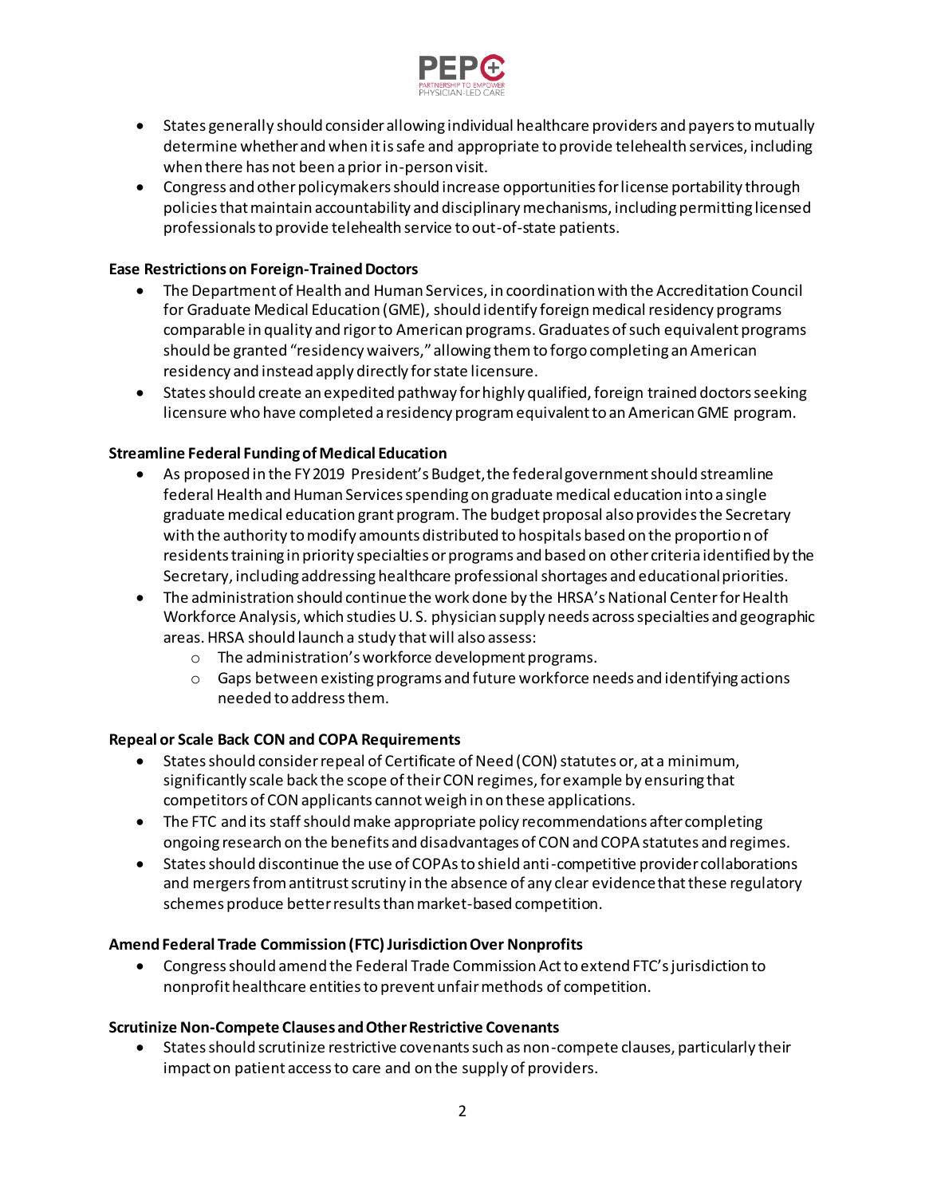- States generally should consider allowing individual healthcare providers and payers to mutually determine whether and when it is safe and appropriate to provide telehealth services, including when there has not been a prior in-person visit.
- Congress and other policymakers should increase opportunities for license portability through policies that maintain accountability and disciplinary mechanisms, including permitting licensed professionals to provide telehealth service to out-of-state patients.

**Ease Restrictions on Foreign-Trained Doctors**

- The Department of Health and Human Services, in coordination with the Accreditation Council for Graduate Medical Education (GME), should identify foreign medical residency programs comparable in quality and rigor to American programs. Graduates of such equivalent programs should be granted "residency waivers," allowing them to forgo completing an American residency and instead apply directly for state licensure.
- States should create an expedited pathway for highly qualified, foreign trained doctors seeking licensure who have completed a residency program equivalent to an American GME program.

**Streamline Federal Funding of Medical Education**

- As proposed in the FY 2019 President's Budget, the federal government should streamline federal Health and Human Services spending on graduate medical education into a single graduate medical education grant program. The budget proposal also provides the Secretary with the authority to modify amounts distributed to hospitals based on the proportion of residents training in priority specialties or programs and based on other criteria identified by the Secretary, including addressing healthcare professional shortages and educational priorities.
- The administration should continue the work done by the HRSA's National Center for Health Workforce Analysis, which studies U. S. physician supply needs across specialties and geographic areas. HRSA should launch a study that will also assess:
  - The administration's workforce development programs.
  - Gaps between existing programs and future workforce needs and identifying actions needed to address them.

**Repeal or Scale Back CON and COPA Requirements**

- States should consider repeal of Certificate of Need (CON) statutes or, at a minimum, significantly scale back the scope of their CON regimes, for example by ensuring that competitors of CON applicants cannot weigh in on these applications.
- The FTC and its staff should make appropriate policy recommendations after completing ongoing research on the benefits and disadvantages of CON and COPA statutes and regimes.
- States should discontinue the use of COPAs to shield anti-competitive provider collaborations and mergers from antitrust scrutiny in the absence of any clear evidence that these regulatory schemes produce better results than market-based competition.

**Amend Federal Trade Commission (FTC) Jurisdiction Over Nonprofits**

- Congress should amend the Federal Trade Commission Act to extend FTC's jurisdiction to nonprofit healthcare entities to prevent unfair methods of competition.

**Scrutinize Non-Compete Clauses and Other Restrictive Covenants**

- States should scrutinize restrictive covenants such as non-compete clauses, particularly their impact on patient access to care and on the supply of providers.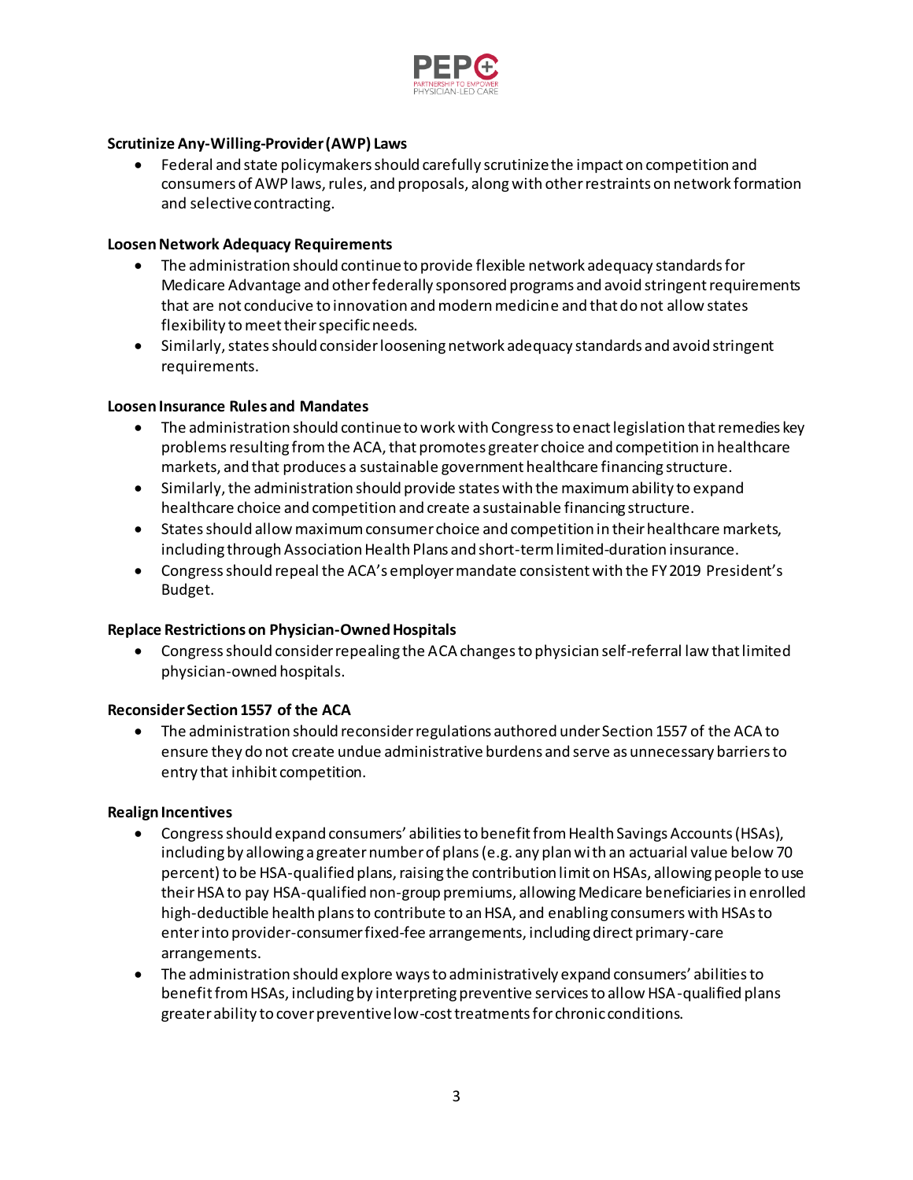**Scrutinize Any-Willing-Provider (AWP) Laws**

- Federal and state policymakers should carefully scrutinize the impact on competition and consumers of AWP laws, rules, and proposals, along with other restraints on network formation and selective contracting.

**Loosen Network Adequacy Requirements**

- The administration should continue to provide flexible network adequacy standards for Medicare Advantage and other federally sponsored programs and avoid stringent requirements that are not conducive to innovation and modern medicine and that do not allow states flexibility to meet their specific needs.
- Similarly, states should consider loosening network adequacy standards and avoid stringent requirements.

**Loosen Insurance Rules and Mandates**

- The administration should continue to work with Congress to enact legislation that remedies key problems resulting from the ACA, that promotes greater choice and competition in healthcare markets, and that produces a sustainable government healthcare financing structure.
- Similarly, the administration should provide states with the maximum ability to expand healthcare choice and competition and create a sustainable financing structure.
- States should allow maximum consumer choice and competition in their healthcare markets, including through Association Health Plans and short-term limited-duration insurance.
- Congress should repeal the ACA's employer mandate consistent with the FY 2019 President's Budget.

**Replace Restrictions on Physician-Owned Hospitals**

- Congress should consider repealing the ACA changes to physician self-referral law that limited physician-owned hospitals.

**Reconsider Section 1557 of the ACA**

- The administration should reconsider regulations authored under Section 1557 of the ACA to ensure they do not create undue administrative burdens and serve as unnecessary barriers to entry that inhibit competition.

**Realign Incentives**

- Congress should expand consumers' abilities to benefit from Health Savings Accounts (HSAs), including by allowing a greater number of plans (e.g. any plan with an actuarial value below 70 percent) to be HSA-qualified plans, raising the contribution limit on HSAs, allowing people to use their HSA to pay HSA-qualified non-group premiums, allowing Medicare beneficiaries in enrolled high-deductible health plans to contribute to an HSA, and enabling consumers with HSAs to enter into provider-consumer fixed-fee arrangements, including direct primary-care arrangements.
- The administration should explore ways to administratively expand consumers' abilities to benefit from HSAs, including by interpreting preventive services to allow HSA-qualified plans greater ability to cover preventive low-cost treatments for chronic conditions.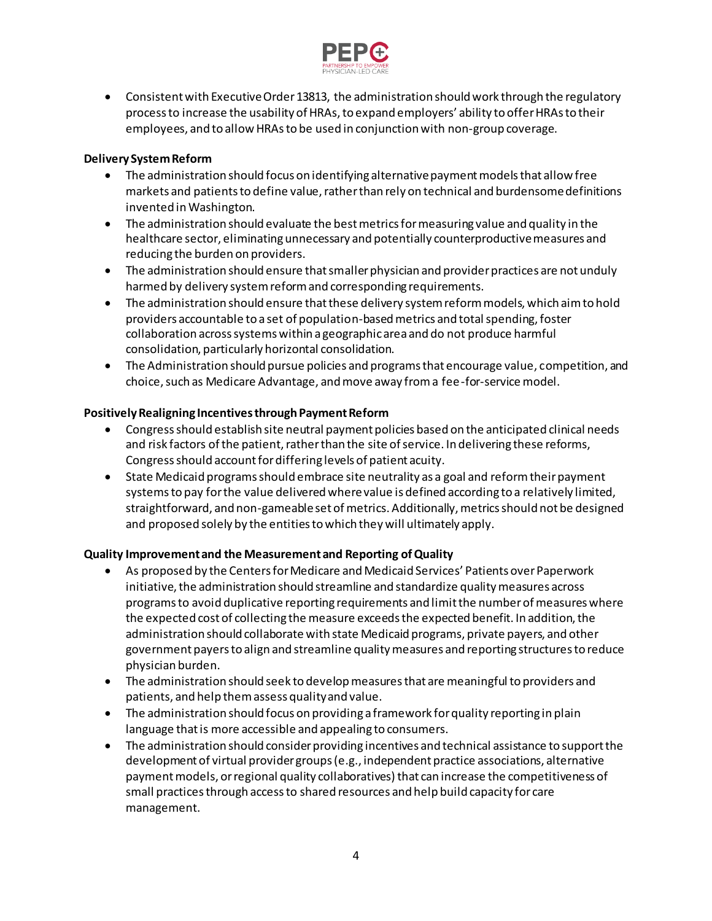- Consistent with Executive Order 13813, the administration should work through the regulatory process to increase the usability of HRAs, to expand employers' ability to offer HRAs to their employees, and to allow HRAs to be used in conjunction with non-group coverage.

**Delivery System Reform**

- The administration should focus on identifying alternative payment models that allow free markets and patients to define value, rather than rely on technical and burdensome definitions invented in Washington.
- The administration should evaluate the best metrics for measuring value and quality in the healthcare sector, eliminating unnecessary and potentially counterproductive measures and reducing the burden on providers.
- The administration should ensure that smaller physician and provider practices are not unduly harmed by delivery system reform and corresponding requirements.
- The administration should ensure that these delivery system reform models, which aim to hold providers accountable to a set of population-based metrics and total spending, foster collaboration across systems within a geographic area and do not produce harmful consolidation, particularly horizontal consolidation.
- The Administration should pursue policies and programs that encourage value, competition, and choice, such as Medicare Advantage, and move away from a fee-for-service model.

**Positively Realigning Incentives through Payment Reform**

- Congress should establish site neutral payment policies based on the anticipated clinical needs and risk factors of the patient, rather than the site of service. In delivering these reforms, Congress should account for differing levels of patient acuity.
- State Medicaid programs should embrace site neutrality as a goal and reform their payment systems to pay for the value delivered where value is defined according to a relatively limited, straightforward, and non-gameable set of metrics. Additionally, metrics should not be designed and proposed solely by the entities to which they will ultimately apply.

**Quality Improvement and the Measurement and Reporting of Quality**

- As proposed by the Centers for Medicare and Medicaid Services' Patients over Paperwork initiative, the administration should streamline and standardize quality measures across programs to avoid duplicative reporting requirements and limit the number of measures where the expected cost of collecting the measure exceeds the expected benefit. In addition, the administration should collaborate with state Medicaid programs, private payers, and other government payers to align and streamline quality measures and reporting structures to reduce physician burden.
- The administration should seek to develop measures that are meaningful to providers and patients, and help them assess quality and value.
- The administration should focus on providing a framework for quality reporting in plain language that is more accessible and appealing to consumers.
- The administration should consider providing incentives and technical assistance to support the development of virtual provider groups (e.g., independent practice associations, alternative payment models, or regional quality collaboratives) that can increase the competitiveness of small practices through access to shared resources and help build capacity for care management.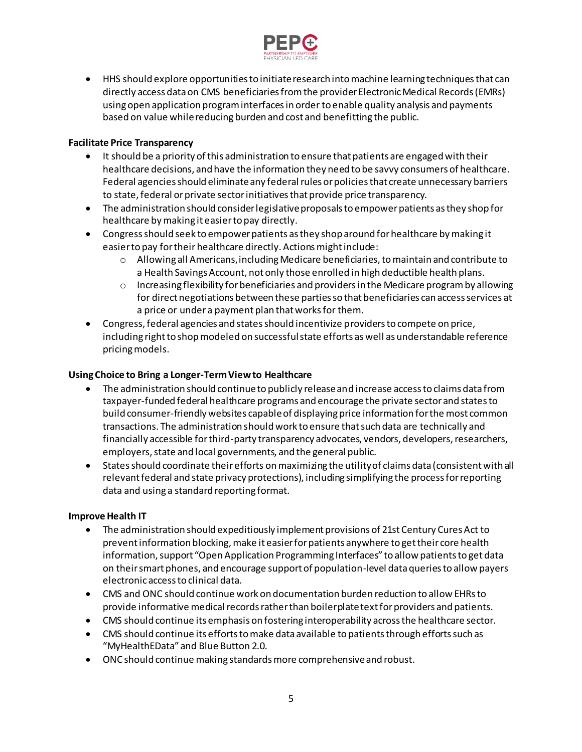- HHS should explore opportunities to initiate research into machine learning techniques that can directly access data on CMS beneficiaries from the provider Electronic Medical Records (EMRs) using open application program interfaces in order to enable quality analysis and payments based on value while reducing burden and cost and benefitting the public.

**Facilitate Price Transparency**

- It should be a priority of this administration to ensure that patients are engaged with their healthcare decisions, and have the information they need to be savvy consumers of healthcare. Federal agencies should eliminate any federal rules or policies that create unnecessary barriers to state, federal or private sector initiatives that provide price transparency.
- The administration should consider legislative proposals to empower patients as they shop for healthcare by making it easier to pay directly.
- Congress should seek to empower patients as they shop around for healthcare by making it easier to pay for their healthcare directly. Actions might include:
  - Allowing all Americans, including Medicare beneficiaries, to maintain and contribute to a Health Savings Account, not only those enrolled in high deductible health plans.
  - Increasing flexibility for beneficiaries and providers in the Medicare program by allowing for direct negotiations between these parties so that beneficiaries can access services at a price or under a payment plan that works for them.
- Congress, federal agencies and states should incentivize providers to compete on price, including right to shop modeled on successful state efforts as well as understandable reference pricing models.

**Using Choice to Bring a Longer-Term View to Healthcare**

- The administration should continue to publicly release and increase access to claims data from taxpayer-funded federal healthcare programs and encourage the private sector and states to build consumer-friendly websites capable of displaying price information for the most common transactions. The administration should work to ensure that such data are technically and financially accessible for third-party transparency advocates, vendors, developers, researchers, employers, state and local governments, and the general public.
- States should coordinate their efforts on maximizing the utility of claims data (consistent with all relevant federal and state privacy protections), including simplifying the process for reporting data and using a standard reporting format.

**Improve Health IT**

- The administration should expeditiously implement provisions of 21st Century Cures Act to prevent information blocking, make it easier for patients anywhere to get their core health information, support "Open Application Programming Interfaces" to allow patients to get data on their smart phones, and encourage support of population-level data queries to allow payers electronic access to clinical data.
- CMS and ONC should continue work on documentation burden reduction to allow EHRs to provide informative medical records rather than boilerplate text for providers and patients.
- CMS should continue its emphasis on fostering interoperability across the healthcare sector.
- CMS should continue its efforts to make data available to patients through efforts such as "MyHealthEData" and Blue Button 2.0.
- ONC should continue making standards more comprehensive and robust.